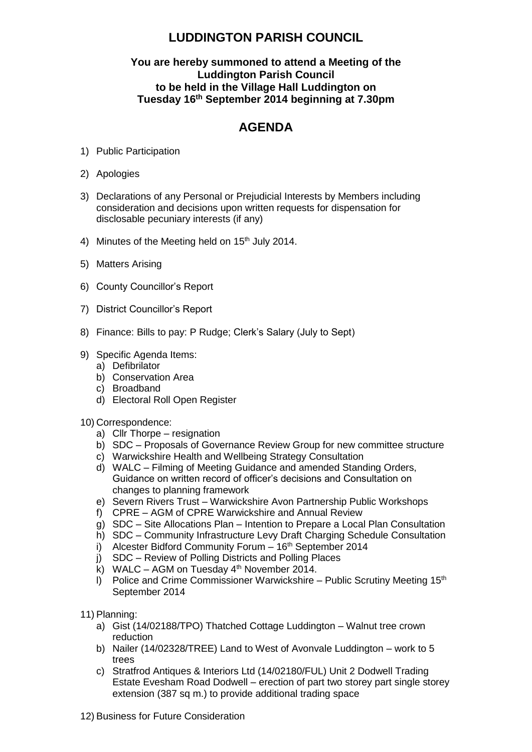# LUDDINGTON PARISH COUNCIL

**You are hereby summoned to attend a Meeting of the Luddington Parish Council to be held in the Village Hall Luddington on Tuesday 16th September 2014 beginning at 7.30pm**

## AGENDA

1) Public Participation

2) Apologies

3) Declarations of any Personal or Prejudicial Interests by Members including consideration and decisions upon written requests for dispensation for disclosable pecuniary interests (if any)

4) Minutes of the Meeting held on 15th July 2014.

5) Matters Arising

6) County Councillor's Report

7) District Councillor's Report

8) Finance: Bills to pay: P Rudge; Clerk's Salary (July to Sept)

9) Specific Agenda Items:
   a) Defibrilator
   b) Conservation Area
   c) Broadband
   d) Electoral Roll Open Register

10) Correspondence:
   a) Cllr Thorpe – resignation
   b) SDC – Proposals of Governance Review Group for new committee structure
   c) Warwickshire Health and Wellbeing Strategy Consultation
   d) WALC – Filming of Meeting Guidance and amended Standing Orders, Guidance on written record of officer's decisions and Consultation on changes to planning framework
   e) Severn Rivers Trust – Warwickshire Avon Partnership Public Workshops
   f) CPRE – AGM of CPRE Warwickshire and Annual Review
   g) SDC – Site Allocations Plan – Intention to Prepare a Local Plan Consultation
   h) SDC – Community Infrastructure Levy Draft Charging Schedule Consultation
   i) Alcester Bidford Community Forum – 16th September 2014
   j) SDC – Review of Polling Districts and Polling Places
   k) WALC – AGM on Tuesday 4th November 2014.
   l) Police and Crime Commissioner Warwickshire – Public Scrutiny Meeting 15th September 2014

11) Planning:
   a) Gist (14/02188/TPO) Thatched Cottage Luddington – Walnut tree crown reduction
   b) Nailer (14/02328/TREE) Land to West of Avonvale Luddington – work to 5 trees
   c) Stratfrod Antiques & Interiors Ltd (14/02180/FUL) Unit 2 Dodwell Trading Estate Evesham Road Dodwell – erection of part two storey part single storey extension (387 sq m.) to provide additional trading space

12) Business for Future Consideration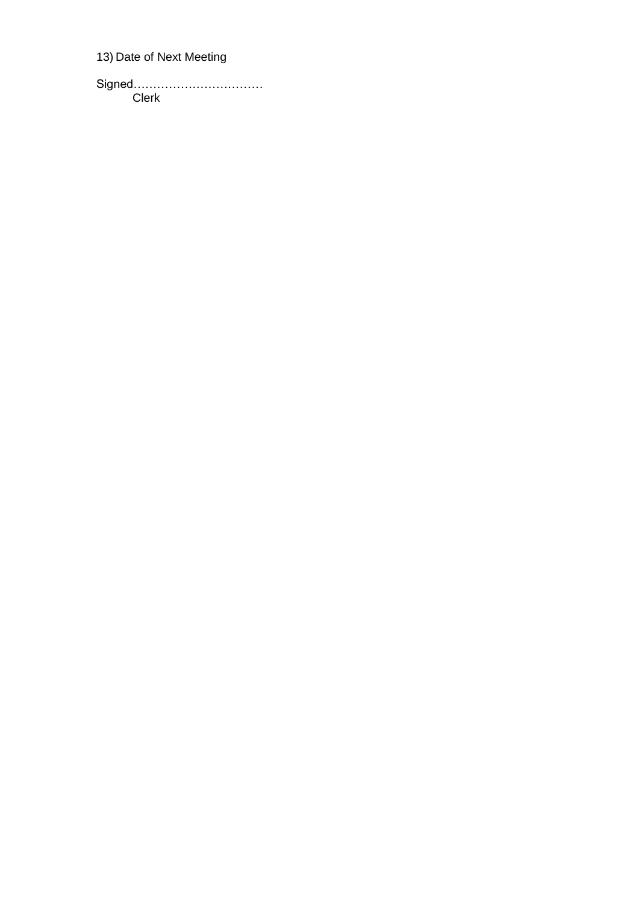13) Date of Next Meeting

Signed……………………………
Clerk